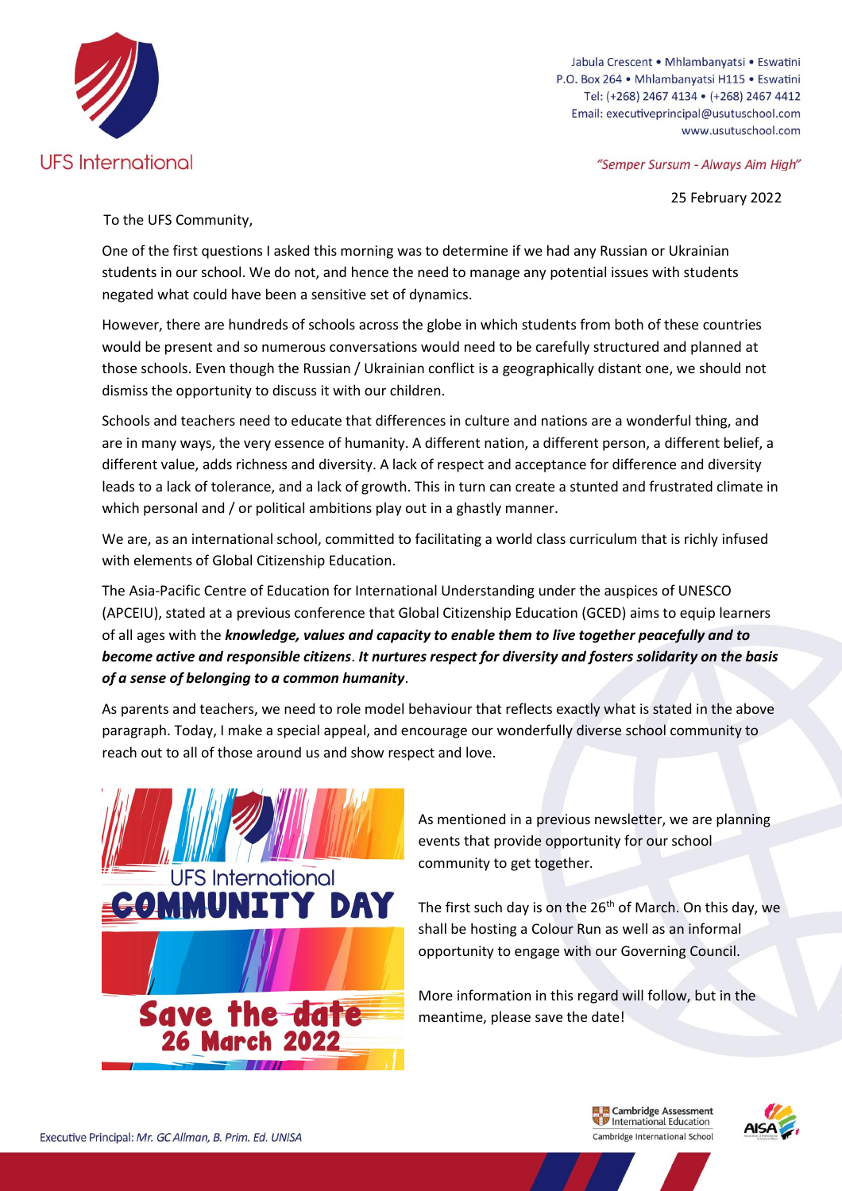Jabula Crescent • Mhlambanyatsi • Eswatini
P.O. Box 264 • Mhlambanyatsi H115 • Eswatini
Tel: (+268) 2467 4134 • (+268) 2467 4412
Email: executiveprincipal@usutuschool.com
www.usutuschool.com

*"Semper Sursum - Always Aim High"*

25 February 2022

To the UFS Community,

One of the first questions I asked this morning was to determine if we had any Russian or Ukrainian students in our school. We do not, and hence the need to manage any potential issues with students negated what could have been a sensitive set of dynamics.

However, there are hundreds of schools across the globe in which students from both of these countries would be present and so numerous conversations would need to be carefully structured and planned at those schools. Even though the Russian / Ukrainian conflict is a geographically distant one, we should not dismiss the opportunity to discuss it with our children.

Schools and teachers need to educate that differences in culture and nations are a wonderful thing, and are in many ways, the very essence of humanity. A different nation, a different person, a different belief, a different value, adds richness and diversity. A lack of respect and acceptance for difference and diversity leads to a lack of tolerance, and a lack of growth. This in turn can create a stunted and frustrated climate in which personal and / or political ambitions play out in a ghastly manner.

We are, as an international school, committed to facilitating a world class curriculum that is richly infused with elements of Global Citizenship Education.

The Asia-Pacific Centre of Education for International Understanding under the auspices of UNESCO (APCEIU), stated at a previous conference that Global Citizenship Education (GCED) aims to equip learners of all ages with the ***knowledge, values and capacity to enable them to live together peacefully and to become active and responsible citizens***. ***It nurtures respect for diversity and fosters solidarity on the basis of a sense of belonging to a common humanity***.

As parents and teachers, we need to role model behaviour that reflects exactly what is stated in the above paragraph. Today, I make a special appeal, and encourage our wonderfully diverse school community to reach out to all of those around us and show respect and love.

UFS International
**COMMUNITY DAY**
**Save the date**
**26 March 2022**

As mentioned in a previous newsletter, we are planning events that provide opportunity for our school community to get together.

The first such day is on the 26th of March. On this day, we shall be hosting a Colour Run as well as an informal opportunity to engage with our Governing Council.

More information in this regard will follow, but in the meantime, please save the date!

Executive Principal: *Mr. GC Allman, B. Prim. Ed. UNISA*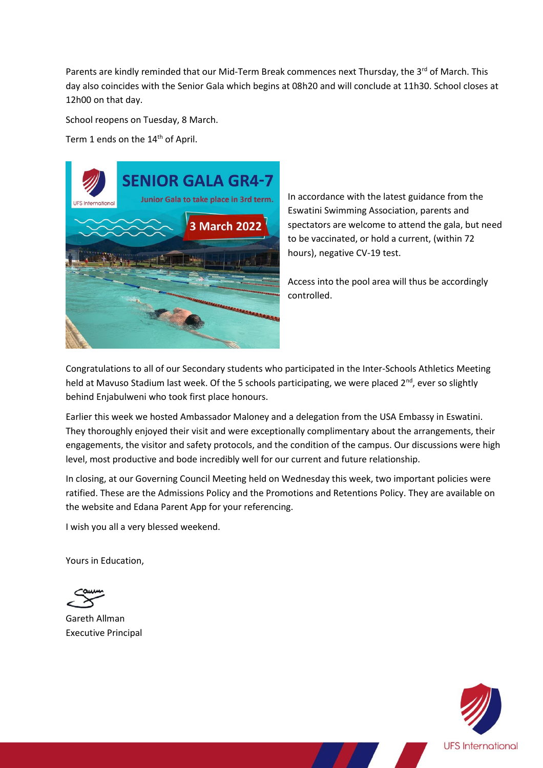Parents are kindly reminded that our Mid-Term Break commences next Thursday, the 3rd of March. This day also coincides with the Senior Gala which begins at 08h20 and will conclude at 11h30. School closes at 12h00 on that day.

School reopens on Tuesday, 8 March.

Term 1 ends on the 14th of April.

SENIOR GALA GR4-7

Junior Gala to take place in 3rd term.

3 March 2022

In accordance with the latest guidance from the Eswatini Swimming Association, parents and spectators are welcome to attend the gala, but need to be vaccinated, or hold a current, (within 72 hours), negative CV-19 test.

Access into the pool area will thus be accordingly controlled.

Congratulations to all of our Secondary students who participated in the Inter-Schools Athletics Meeting held at Mavuso Stadium last week. Of the 5 schools participating, we were placed 2nd, ever so slightly behind Enjabulweni who took first place honours.

Earlier this week we hosted Ambassador Maloney and a delegation from the USA Embassy in Eswatini. They thoroughly enjoyed their visit and were exceptionally complimentary about the arrangements, their engagements, the visitor and safety protocols, and the condition of the campus. Our discussions were high level, most productive and bode incredibly well for our current and future relationship.

In closing, at our Governing Council Meeting held on Wednesday this week, two important policies were ratified. These are the Admissions Policy and the Promotions and Retentions Policy. They are available on the website and Edana Parent App for your referencing.

I wish you all a very blessed weekend.

Yours in Education,

Gareth Allman
Executive Principal